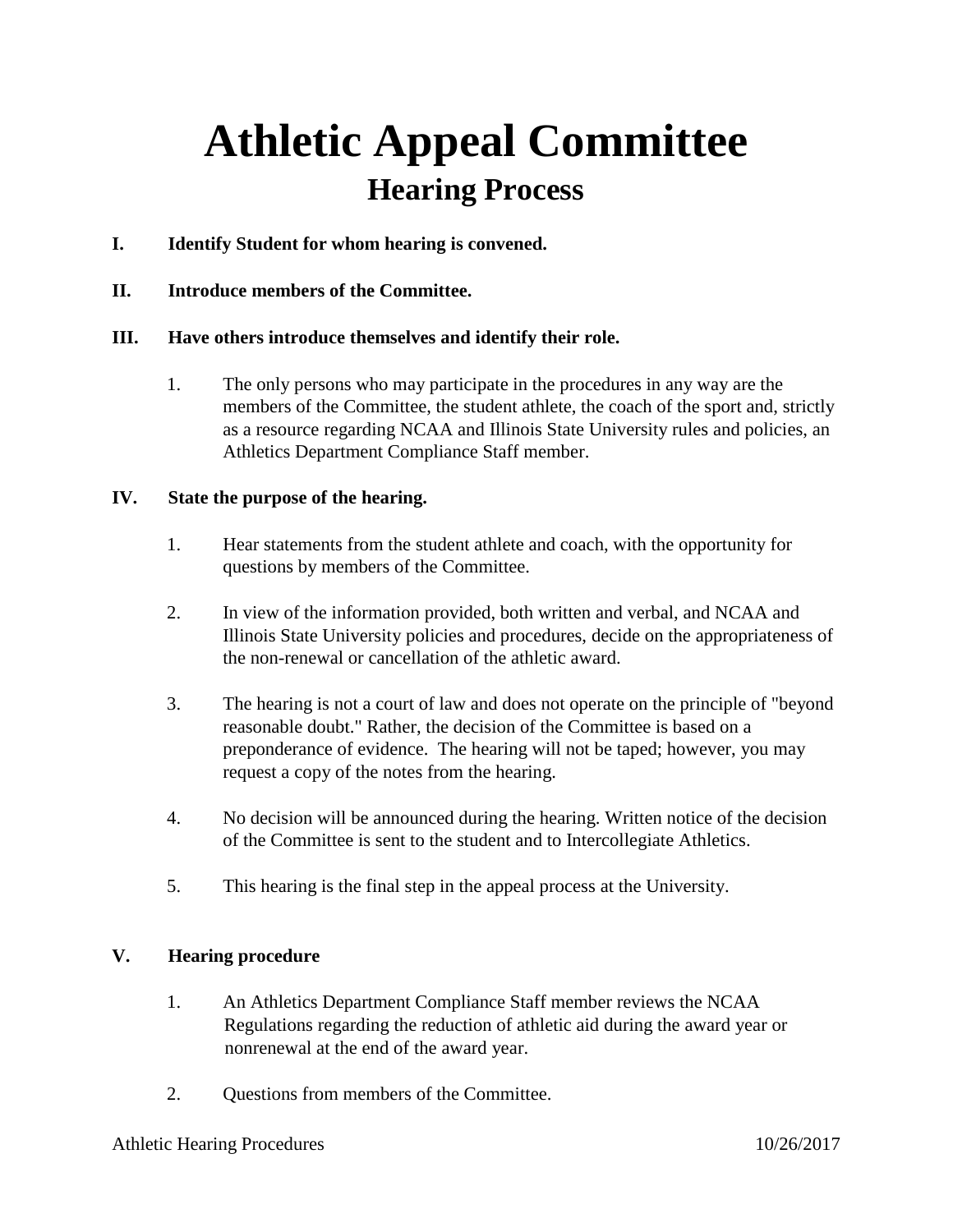# Athletic Appeal Committee

## Hearing Process

**I. Identify Student for whom hearing is convened.**

**II. Introduce members of the Committee.**

**III. Have others introduce themselves and identify their role.**

1. The only persons who may participate in the procedures in any way are the members of the Committee, the student athlete, the coach of the sport and, strictly as a resource regarding NCAA and Illinois State University rules and policies, an Athletics Department Compliance Staff member.

**IV. State the purpose of the hearing.**

1. Hear statements from the student athlete and coach, with the opportunity for questions by members of the Committee.

2. In view of the information provided, both written and verbal, and NCAA and Illinois State University policies and procedures, decide on the appropriateness of the non-renewal or cancellation of the athletic award.

3. The hearing is not a court of law and does not operate on the principle of "beyond reasonable doubt." Rather, the decision of the Committee is based on a preponderance of evidence. The hearing will not be taped; however, you may request a copy of the notes from the hearing.

4. No decision will be announced during the hearing. Written notice of the decision of the Committee is sent to the student and to Intercollegiate Athletics.

5. This hearing is the final step in the appeal process at the University.

**V. Hearing procedure**

1. An Athletics Department Compliance Staff member reviews the NCAA Regulations regarding the reduction of athletic aid during the award year or nonrenewal at the end of the award year.

2. Questions from members of the Committee.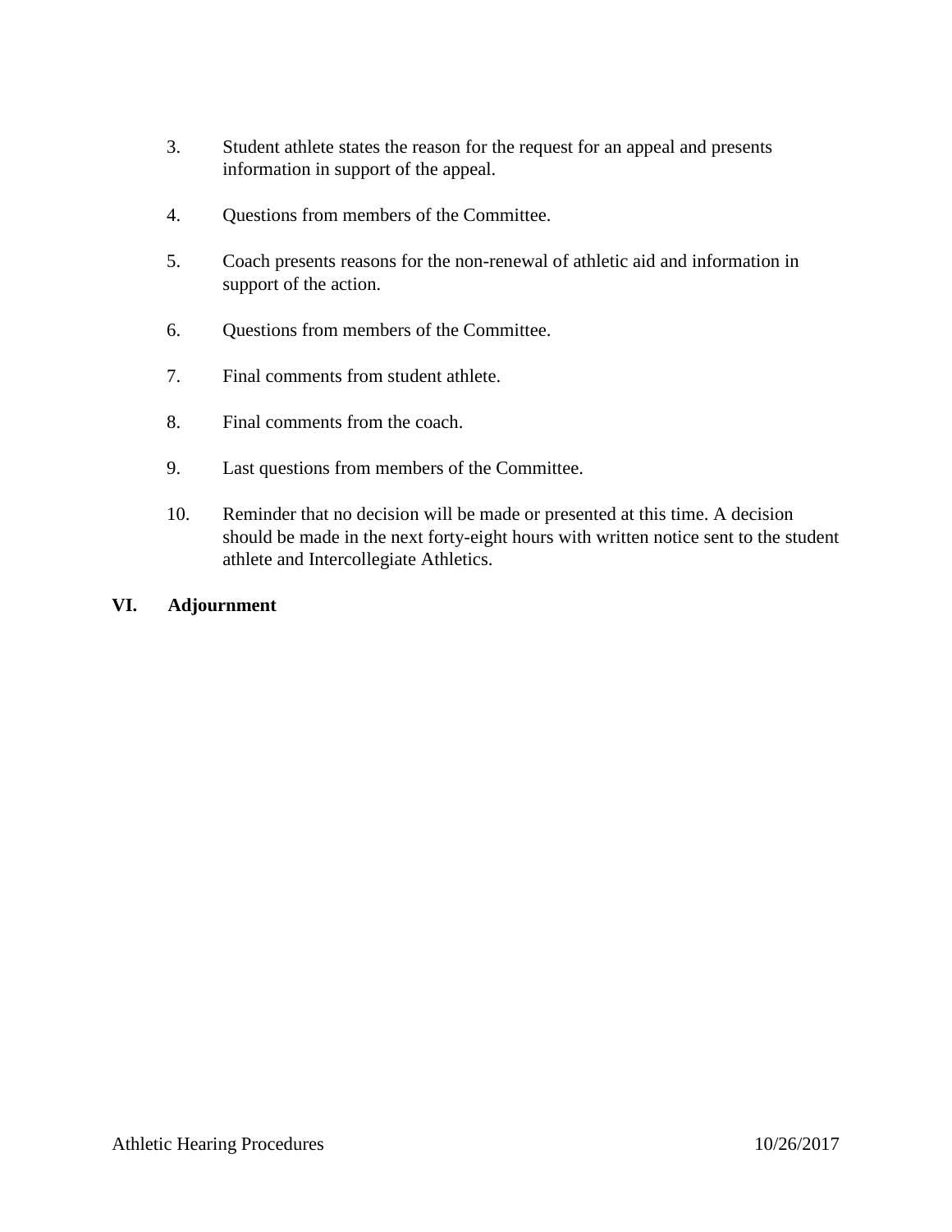3. Student athlete states the reason for the request for an appeal and presents information in support of the appeal.

4. Questions from members of the Committee.

5. Coach presents reasons for the non-renewal of athletic aid and information in support of the action.

6. Questions from members of the Committee.

7. Final comments from student athlete.

8. Final comments from the coach.

9. Last questions from members of the Committee.

10. Reminder that no decision will be made or presented at this time. A decision should be made in the next forty-eight hours with written notice sent to the student athlete and Intercollegiate Athletics.

## VI. Adjournment